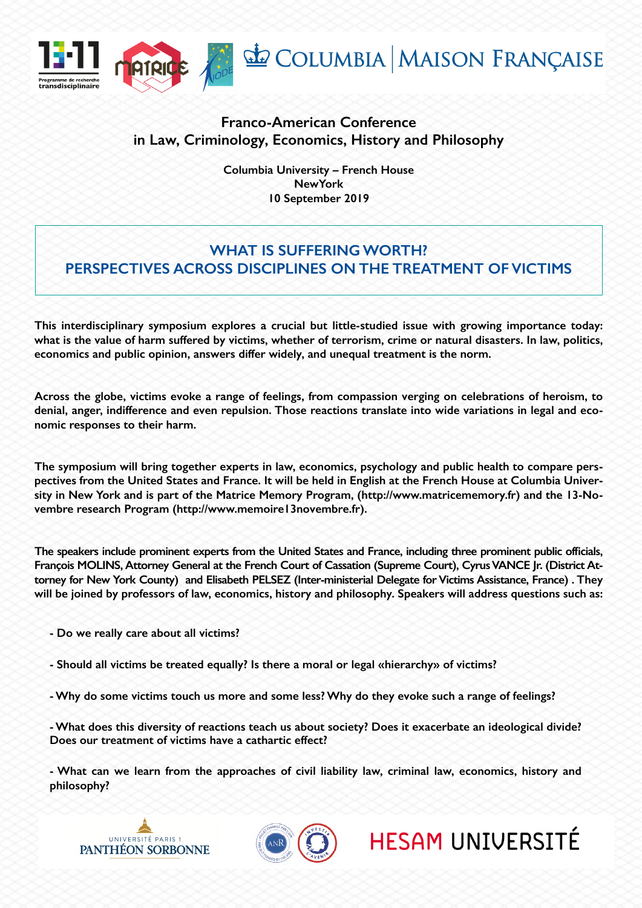**Franco-American Conference**
**in Law, Criminology, Economics, History and Philosophy**

**Columbia University – French House**
**NewYork**
**10 September 2019**

# WHAT IS SUFFERING WORTH?
# PERSPECTIVES ACROSS DISCIPLINES ON THE TREATMENT OF VICTIMS

**This interdisciplinary symposium explores a crucial but little-studied issue with growing importance today: what is the value of harm suffered by victims, whether of terrorism, crime or natural disasters. In law, politics, economics and public opinion, answers differ widely, and unequal treatment is the norm.**

**Across the globe, victims evoke a range of feelings, from compassion verging on celebrations of heroism, to denial, anger, indifference and even repulsion. Those reactions translate into wide variations in legal and economic responses to their harm.**

**The symposium will bring together experts in law, economics, psychology and public health to compare perspectives from the United States and France. It will be held in English at the French House at Columbia University in New York and is part of the Matrice Memory Program, (http://www.matricememory.fr) and the 13-Novembre research Program (http://www.memoire13novembre.fr).**

**The speakers include prominent experts from the United States and France, including three prominent public officials, François MOLINS, Attorney General at the French Court of Cassation (Supreme Court), Cyrus VANCE Jr. (District Attorney for New York County) and Elisabeth PELSEZ (Inter-ministerial Delegate for Victims Assistance, France) . They will be joined by professors of law, economics, history and philosophy. Speakers will address questions such as:**

- **Do we really care about all victims?**
- **Should all victims be treated equally? Is there a moral or legal «hierarchy» of victims?**
- **Why do some victims touch us more and some less? Why do they evoke such a range of feelings?**
- **What does this diversity of reactions teach us about society? Does it exacerbate an ideological divide? Does our treatment of victims have a cathartic effect?**
- **What can we learn from the approaches of civil liability law, criminal law, economics, history and philosophy?**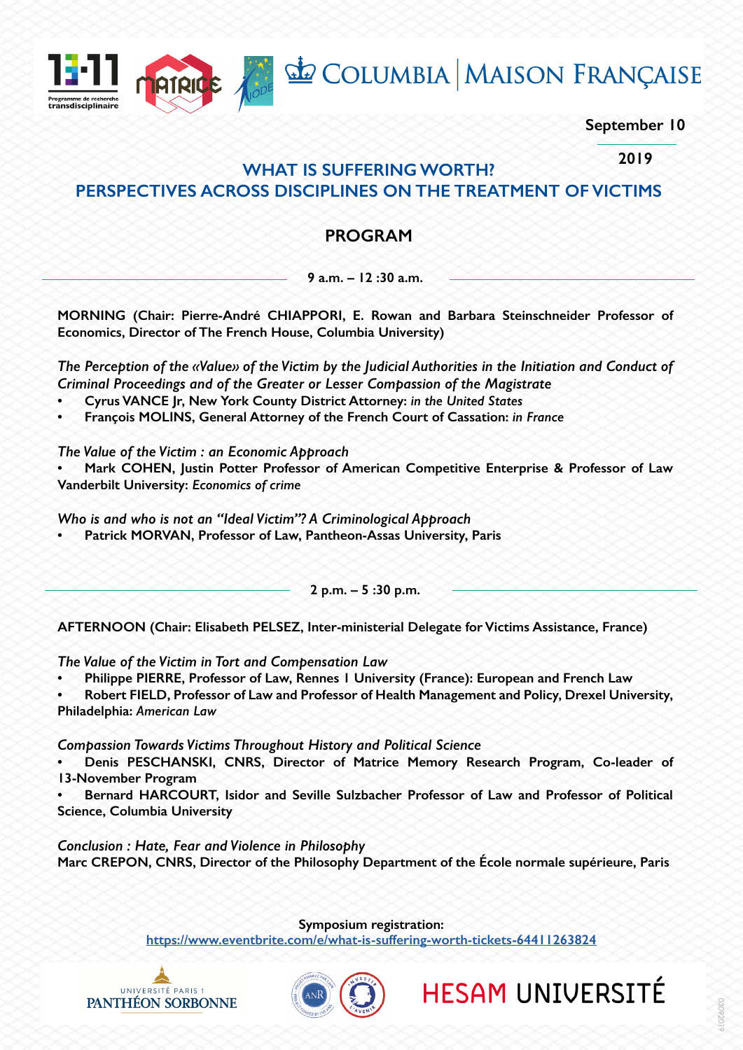September 10

2019

# WHAT IS SUFFERING WORTH?
# PERSPECTIVES ACROSS DISCIPLINES ON THE TREATMENT OF VICTIMS

## PROGRAM

**9 a.m. – 12 :30 a.m.**

**MORNING (Chair: Pierre-André CHIAPPORI, E. Rowan and Barbara Steinschneider Professor of Economics, Director of The French House, Columbia University)**

*The Perception of the «Value» of the Victim by the Judicial Authorities in the Initiation and Conduct of Criminal Proceedings and of the Greater or Lesser Compassion of the Magistrate*

- **Cyrus VANCE Jr, New York County District Attorney:** *in the United States*
- **François MOLINS, General Attorney of the French Court of Cassation:** *in France*

*The Value of the Victim : an Economic Approach*

- **Mark COHEN, Justin Potter Professor of American Competitive Enterprise & Professor of Law Vanderbilt University:** *Economics of crime*

*Who is and who is not an "Ideal Victim"? A Criminological Approach*

- **Patrick MORVAN, Professor of Law, Pantheon-Assas University, Paris**

**2 p.m. – 5 :30 p.m.**

**AFTERNOON (Chair: Elisabeth PELSEZ, Inter-ministerial Delegate for Victims Assistance, France)**

*The Value of the Victim in Tort and Compensation Law*

- **Philippe PIERRE, Professor of Law, Rennes 1 University (France): European and French Law**
- **Robert FIELD, Professor of Law and Professor of Health Management and Policy, Drexel University, Philadelphia:** *American Law*

*Compassion Towards Victims Throughout History and Political Science*

- **Denis PESCHANSKI, CNRS, Director of Matrice Memory Research Program, Co-leader of 13-November Program**
- **Bernard HARCOURT, Isidor and Seville Sulzbacher Professor of Law and Professor of Political Science, Columbia University**

*Conclusion : Hate, Fear and Violence in Philosophy*

**Marc CREPON, CNRS, Director of the Philosophy Department of the École normale supérieure, Paris**

**Symposium registration:**
**https://www.eventbrite.com/e/what-is-suffering-worth-tickets-64411263824**